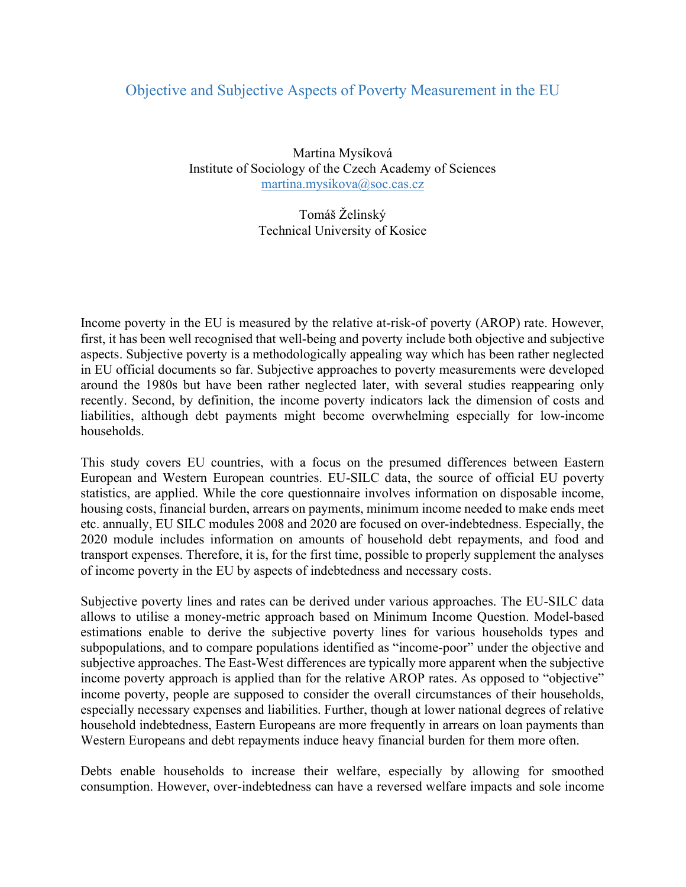# Objective and Subjective Aspects of Poverty Measurement in the EU

Martina Mysíková
Institute of Sociology of the Czech Academy of Sciences
martina.mysikova@soc.cas.cz

Tomáš Želinský
Technical University of Kosice

Income poverty in the EU is measured by the relative at-risk-of poverty (AROP) rate. However, first, it has been well recognised that well-being and poverty include both objective and subjective aspects. Subjective poverty is a methodologically appealing way which has been rather neglected in EU official documents so far. Subjective approaches to poverty measurements were developed around the 1980s but have been rather neglected later, with several studies reappearing only recently. Second, by definition, the income poverty indicators lack the dimension of costs and liabilities, although debt payments might become overwhelming especially for low-income households.

This study covers EU countries, with a focus on the presumed differences between Eastern European and Western European countries. EU-SILC data, the source of official EU poverty statistics, are applied. While the core questionnaire involves information on disposable income, housing costs, financial burden, arrears on payments, minimum income needed to make ends meet etc. annually, EU SILC modules 2008 and 2020 are focused on over-indebtedness. Especially, the 2020 module includes information on amounts of household debt repayments, and food and transport expenses. Therefore, it is, for the first time, possible to properly supplement the analyses of income poverty in the EU by aspects of indebtedness and necessary costs.

Subjective poverty lines and rates can be derived under various approaches. The EU-SILC data allows to utilise a money-metric approach based on Minimum Income Question. Model-based estimations enable to derive the subjective poverty lines for various households types and subpopulations, and to compare populations identified as "income-poor" under the objective and subjective approaches. The East-West differences are typically more apparent when the subjective income poverty approach is applied than for the relative AROP rates. As opposed to "objective" income poverty, people are supposed to consider the overall circumstances of their households, especially necessary expenses and liabilities. Further, though at lower national degrees of relative household indebtedness, Eastern Europeans are more frequently in arrears on loan payments than Western Europeans and debt repayments induce heavy financial burden for them more often.

Debts enable households to increase their welfare, especially by allowing for smoothed consumption. However, over-indebtedness can have a reversed welfare impacts and sole income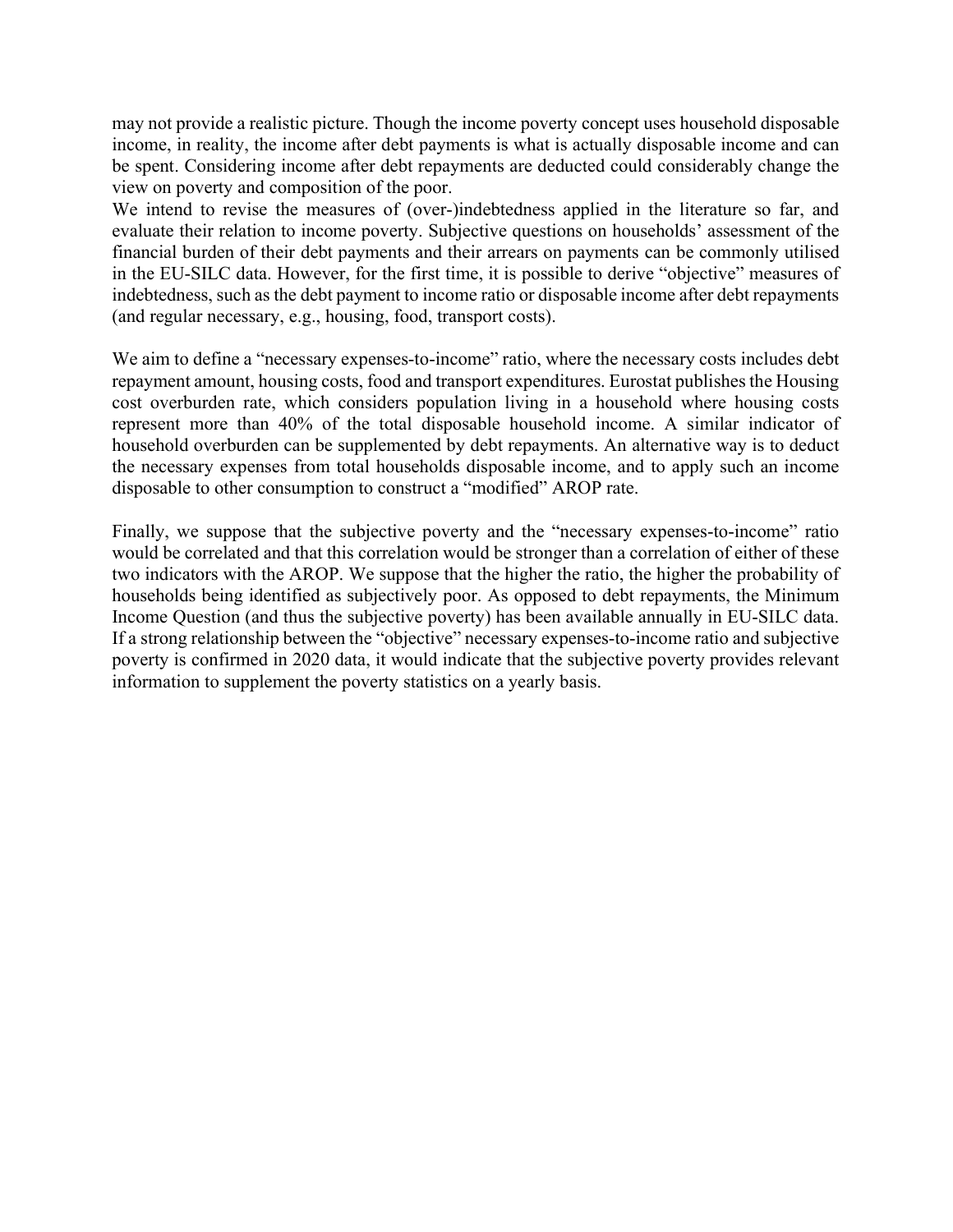may not provide a realistic picture. Though the income poverty concept uses household disposable income, in reality, the income after debt payments is what is actually disposable income and can be spent. Considering income after debt repayments are deducted could considerably change the view on poverty and composition of the poor.

We intend to revise the measures of (over-)indebtedness applied in the literature so far, and evaluate their relation to income poverty. Subjective questions on households' assessment of the financial burden of their debt payments and their arrears on payments can be commonly utilised in the EU-SILC data. However, for the first time, it is possible to derive "objective" measures of indebtedness, such as the debt payment to income ratio or disposable income after debt repayments (and regular necessary, e.g., housing, food, transport costs).

We aim to define a "necessary expenses-to-income" ratio, where the necessary costs includes debt repayment amount, housing costs, food and transport expenditures. Eurostat publishes the Housing cost overburden rate, which considers population living in a household where housing costs represent more than 40% of the total disposable household income. A similar indicator of household overburden can be supplemented by debt repayments. An alternative way is to deduct the necessary expenses from total households disposable income, and to apply such an income disposable to other consumption to construct a "modified" AROP rate.

Finally, we suppose that the subjective poverty and the "necessary expenses-to-income" ratio would be correlated and that this correlation would be stronger than a correlation of either of these two indicators with the AROP. We suppose that the higher the ratio, the higher the probability of households being identified as subjectively poor. As opposed to debt repayments, the Minimum Income Question (and thus the subjective poverty) has been available annually in EU-SILC data. If a strong relationship between the "objective" necessary expenses-to-income ratio and subjective poverty is confirmed in 2020 data, it would indicate that the subjective poverty provides relevant information to supplement the poverty statistics on a yearly basis.